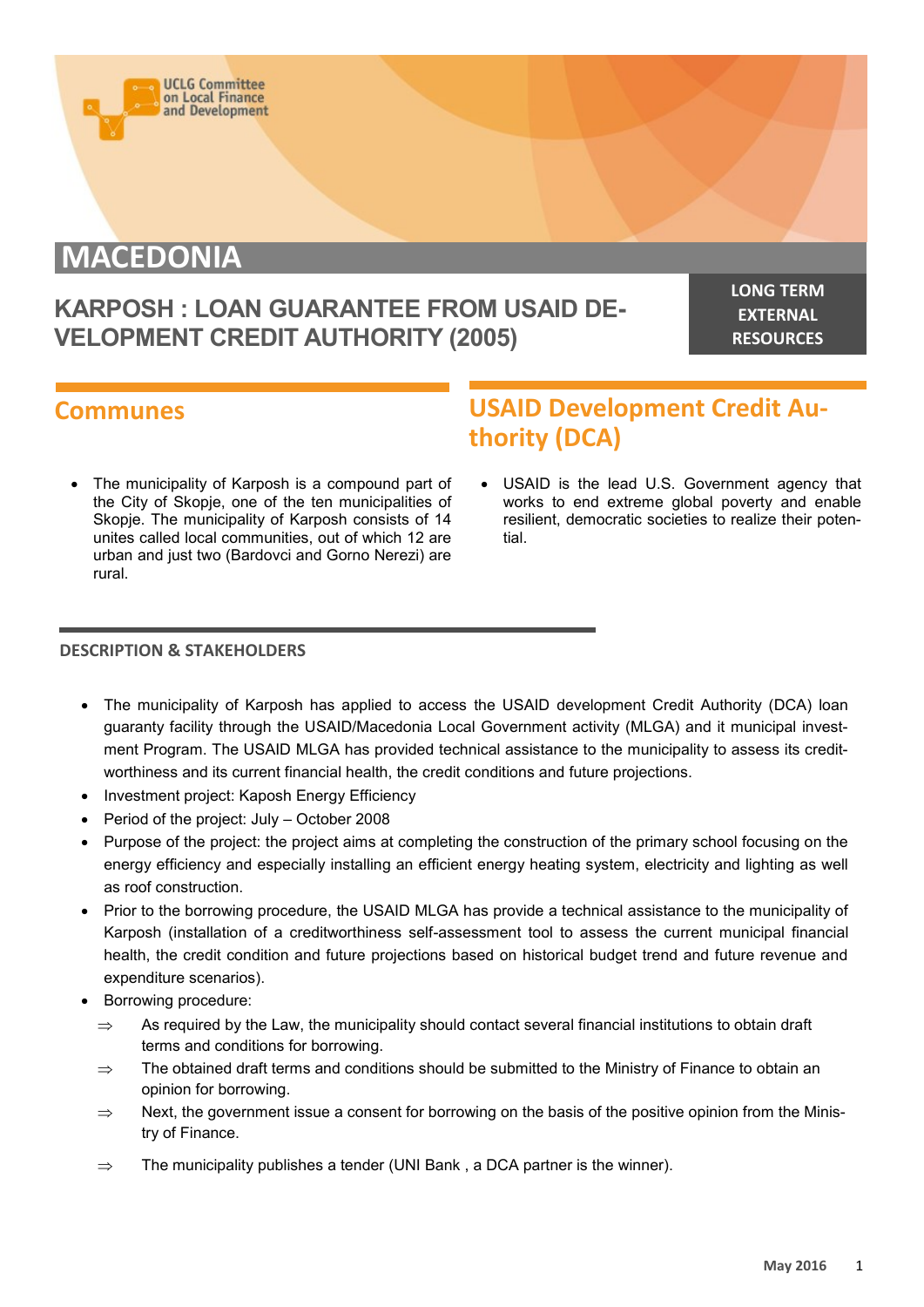UCLG Committee on Local Finance and Development

# MACEDONIA

## KARPOSH : LOAN GUARANTEE FROM USAID DEVELOPMENT CREDIT AUTHORITY (2005)

**LONG TERM EXTERNAL RESOURCES**

## Communes

- The municipality of Karposh is a compound part of the City of Skopje, one of the ten municipalities of Skopje. The municipality of Karposh consists of 14 unites called local communities, out of which 12 are urban and just two (Bardovci and Gorno Nerezi) are rural.

## USAID Development Credit Authority (DCA)

- USAID is the lead U.S. Government agency that works to end extreme global poverty and enable resilient, democratic societies to realize their potential.

### DESCRIPTION & STAKEHOLDERS

- The municipality of Karposh has applied to access the USAID development Credit Authority (DCA) loan guaranty facility through the USAID/Macedonia Local Government activity (MLGA) and it municipal investment Program. The USAID MLGA has provided technical assistance to the municipality to assess its creditworthiness and its current financial health, the credit conditions and future projections.
- Investment project: Kaposh Energy Efficiency
- Period of the project: July – October 2008
- Purpose of the project: the project aims at completing the construction of the primary school focusing on the energy efficiency and especially installing an efficient energy heating system, electricity and lighting as well as roof construction.
- Prior to the borrowing procedure, the USAID MLGA has provide a technical assistance to the municipality of Karposh (installation of a creditworthiness self-assessment tool to assess the current municipal financial health, the credit condition and future projections based on historical budget trend and future revenue and expenditure scenarios).
- Borrowing procedure:
  - ⇒ As required by the Law, the municipality should contact several financial institutions to obtain draft terms and conditions for borrowing.
  - ⇒ The obtained draft terms and conditions should be submitted to the Ministry of Finance to obtain an opinion for borrowing.
  - ⇒ Next, the government issue a consent for borrowing on the basis of the positive opinion from the Ministry of Finance.
  - ⇒ The municipality publishes a tender (UNI Bank , a DCA partner is the winner).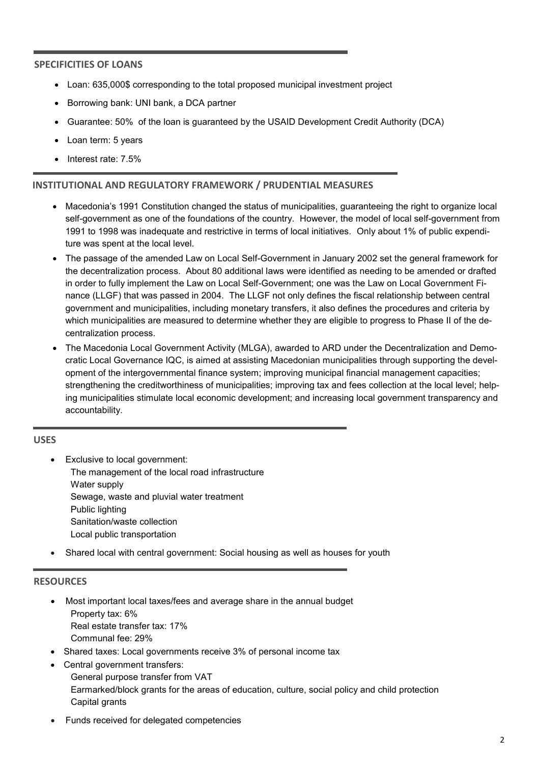## SPECIFICITIES OF LOANS

- Loan: 635,000$ corresponding to the total proposed municipal investment project
- Borrowing bank: UNI bank, a DCA partner
- Guarantee: 50% of the loan is guaranteed by the USAID Development Credit Authority (DCA)
- Loan term: 5 years
- Interest rate: 7.5%

## INSTITUTIONAL AND REGULATORY FRAMEWORK / PRUDENTIAL MEASURES

- Macedonia's 1991 Constitution changed the status of municipalities, guaranteeing the right to organize local self-government as one of the foundations of the country. However, the model of local self-government from 1991 to 1998 was inadequate and restrictive in terms of local initiatives. Only about 1% of public expenditure was spent at the local level.
- The passage of the amended Law on Local Self-Government in January 2002 set the general framework for the decentralization process. About 80 additional laws were identified as needing to be amended or drafted in order to fully implement the Law on Local Self-Government; one was the Law on Local Government Finance (LLGF) that was passed in 2004. The LLGF not only defines the fiscal relationship between central government and municipalities, including monetary transfers, it also defines the procedures and criteria by which municipalities are measured to determine whether they are eligible to progress to Phase II of the decentralization process.
- The Macedonia Local Government Activity (MLGA), awarded to ARD under the Decentralization and Democratic Local Governance IQC, is aimed at assisting Macedonian municipalities through supporting the development of the intergovernmental finance system; improving municipal financial management capacities; strengthening the creditworthiness of municipalities; improving tax and fees collection at the local level; helping municipalities stimulate local economic development; and increasing local government transparency and accountability.

## USES

- Exclusive to local government:
  The management of the local road infrastructure
  Water supply
  Sewage, waste and pluvial water treatment
  Public lighting
  Sanitation/waste collection
  Local public transportation
- Shared local with central government: Social housing as well as houses for youth

## RESOURCES

- Most important local taxes/fees and average share in the annual budget
  Property tax: 6%
  Real estate transfer tax: 17%
  Communal fee: 29%
- Shared taxes: Local governments receive 3% of personal income tax
- Central government transfers:
  General purpose transfer from VAT
  Earmarked/block grants for the areas of education, culture, social policy and child protection
  Capital grants
- Funds received for delegated competencies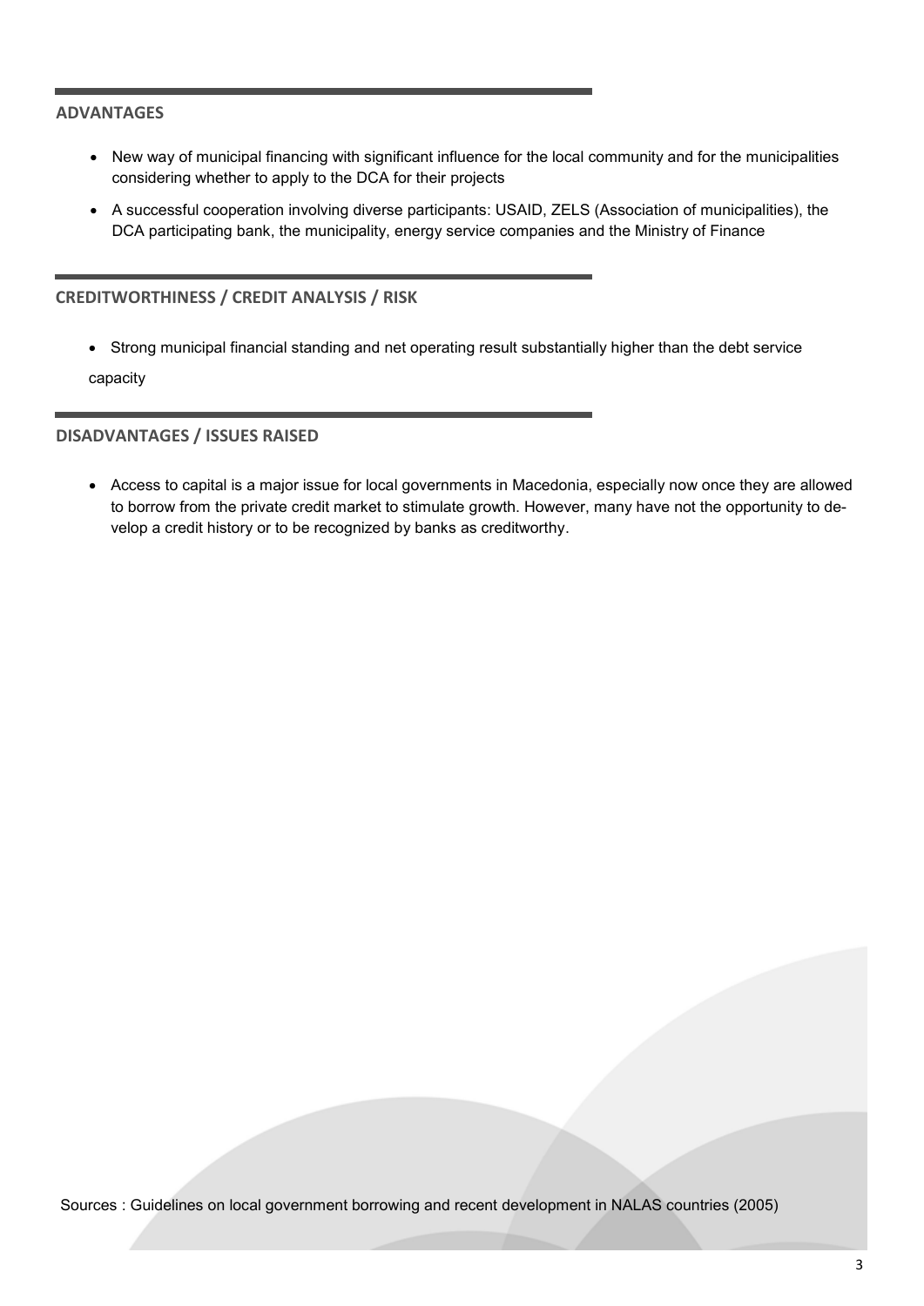## ADVANTAGES

- New way of municipal financing with significant influence for the local community and for the municipalities considering whether to apply to the DCA for their projects
- A successful cooperation involving diverse participants: USAID, ZELS (Association of municipalities), the DCA participating bank, the municipality, energy service companies and the Ministry of Finance

## CREDITWORTHINESS / CREDIT ANALYSIS / RISK

- Strong municipal financial standing and net operating result substantially higher than the debt service capacity

## DISADVANTAGES / ISSUES RAISED

- Access to capital is a major issue for local governments in Macedonia, especially now once they are allowed to borrow from the private credit market to stimulate growth. However, many have not the opportunity to develop a credit history or to be recognized by banks as creditworthy.

Sources : Guidelines on local government borrowing and recent development in NALAS countries (2005)